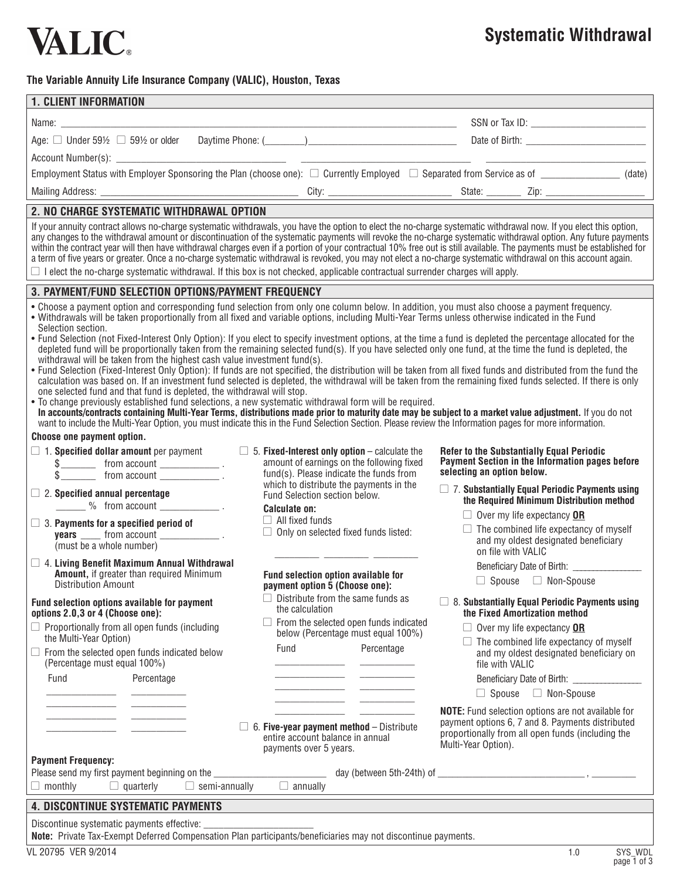# VALIC

## Systematic Withdrawal

**The Variable Annuity Life Insurance Company (VALIC), Houston, Texas**

### 1. CLIENT INFORMATION

Name: ______________________ SSN or Tax ID: ______________________

Age: ☐ Under 59½ ☐ 59½ or older Daytime Phone: (________)______________________ Date of Birth: ______________________

Account Number(s): ______________________ ______________________ ______________________

Employment Status with Employer Sponsoring the Plan (choose one): ☐ Currently Employed ☐ Separated from Service as of ______________ (date)

Mailing Address: ______________________ City: ______________________ State: _______ Zip: ______________

### 2. NO CHARGE SYSTEMATIC WITHDRAWAL OPTION

If your annuity contract allows no-charge systematic withdrawals, you have the option to elect the no-charge systematic withdrawal now. If you elect this option, any changes to the withdrawal amount or discontinuation of the systematic payments will revoke the no-charge systematic withdrawal option. Any future payments within the contract year will then have withdrawal charges even if a portion of your contractual 10% free out is still available. The payments must be established for a term of five years or greater. Once a no-charge systematic withdrawal is revoked, you may not elect a no-charge systematic withdrawal on this account again.

☐ I elect the no-charge systematic withdrawal. If this box is not checked, applicable contractual surrender charges will apply.

### 3. PAYMENT/FUND SELECTION OPTIONS/PAYMENT FREQUENCY

- Choose a payment option and corresponding fund selection from only one column below. In addition, you must also choose a payment frequency.
- Withdrawals will be taken proportionally from all fixed and variable options, including Multi-Year Terms unless otherwise indicated in the Fund Selection section.
- Fund Selection (not Fixed-Interest Only Option): If you elect to specify investment options, at the time a fund is depleted the percentage allocated for the depleted fund will be proportionally taken from the remaining selected fund(s). If you have selected only one fund, at the time the fund is depleted, the withdrawal will be taken from the highest cash value investment fund(s).
- Fund Selection (Fixed-Interest Only Option): If funds are not specified, the distribution will be taken from all fixed funds and distributed from the fund the calculation was based on. If an investment fund selected is depleted, the withdrawal will be taken from the remaining fixed funds selected. If there is only one selected fund and that fund is depleted, the withdrawal will stop.
- To change previously established fund selections, a new systematic withdrawal form will be required.

**In accounts/contracts containing Multi-Year Terms, distributions made prior to maturity date may be subject to a market value adjustment.** If you do not want to include the Multi-Year Option, you must indicate this in the Fund Selection Section. Please review the Information pages for more information.

**Choose one payment option.**

☐ 1. **Specified dollar amount** per payment
$_______ from account ___________ .
$_______ from account ___________ .

☐ 2. **Specified annual percentage**
______ % from account ___________ .

☐ 3. **Payments for a specified period of years** ____ from account ___________ .
(must be a whole number)

☐ 4. **Living Benefit Maximum Annual Withdrawal Amount,** if greater than required Minimum Distribution Amount

**Fund selection options available for payment options 2.0,3 or 4 (Choose one):**

☐ Proportionally from all open funds (including the Multi-Year Option)

☐ From the selected open funds indicated below (Percentage must equal 100%)

| Fund | Percentage |
|---|---|
| ______________ | ___________ |
| ______________ | ___________ |
| ______________ | ___________ |
| ______________ | ___________ |

☐ 5. **Fixed-Interest only option** – calculate the amount of earnings on the following fixed fund(s). Please indicate the funds from which to distribute the payments in the Fund Selection section below.

**Calculate on:**

☐ All fixed funds

☐ Only on selected fixed funds listed:

_________ _________ _________

**Fund selection option available for payment option 5 (Choose one):**

☐ Distribute from the same funds as the calculation

☐ From the selected open funds indicated below (Percentage must equal 100%)

| Fund | Percentage |
|---|---|
| ______________ | ___________ |
| ______________ | ___________ |
| ______________ | ___________ |
| ______________ | ___________ |

☐ 6. **Five-year payment method** – Distribute entire account balance in annual payments over 5 years.

**Refer to the Substantially Equal Periodic Payment Section in the Information pages before selecting an option below.**

☐ 7. **Substantially Equal Periodic Payments using the Required Minimum Distribution method**

☐ Over my life expectancy **OR**

☐ The combined life expectancy of myself and my oldest designated beneficiary on file with VALIC

Beneficiary Date of Birth: ______________

☐ Spouse ☐ Non-Spouse

☐ 8. **Substantially Equal Periodic Payments using the Fixed Amortization method**

☐ Over my life expectancy **OR**

☐ The combined life expectancy of myself and my oldest designated beneficiary on file with VALIC

Beneficiary Date of Birth: ______________

☐ Spouse ☐ Non-Spouse

**NOTE:** Fund selection options are not available for payment options 6, 7 and 8. Payments distributed proportionally from all open funds (including the Multi-Year Option).

**Payment Frequency:**

Please send my first payment beginning on the ______________ day (between 5th-24th) of ______________________ , ________

☐ monthly ☐ quarterly ☐ semi-annually ☐ annually

### 4. DISCONTINUE SYSTEMATIC PAYMENTS

Discontinue systematic payments effective: ______________________

**Note:** Private Tax-Exempt Deferred Compensation Plan participants/beneficiaries may not discontinue payments.

VL 20795 VER 9/2014 1.0 SYS_WDL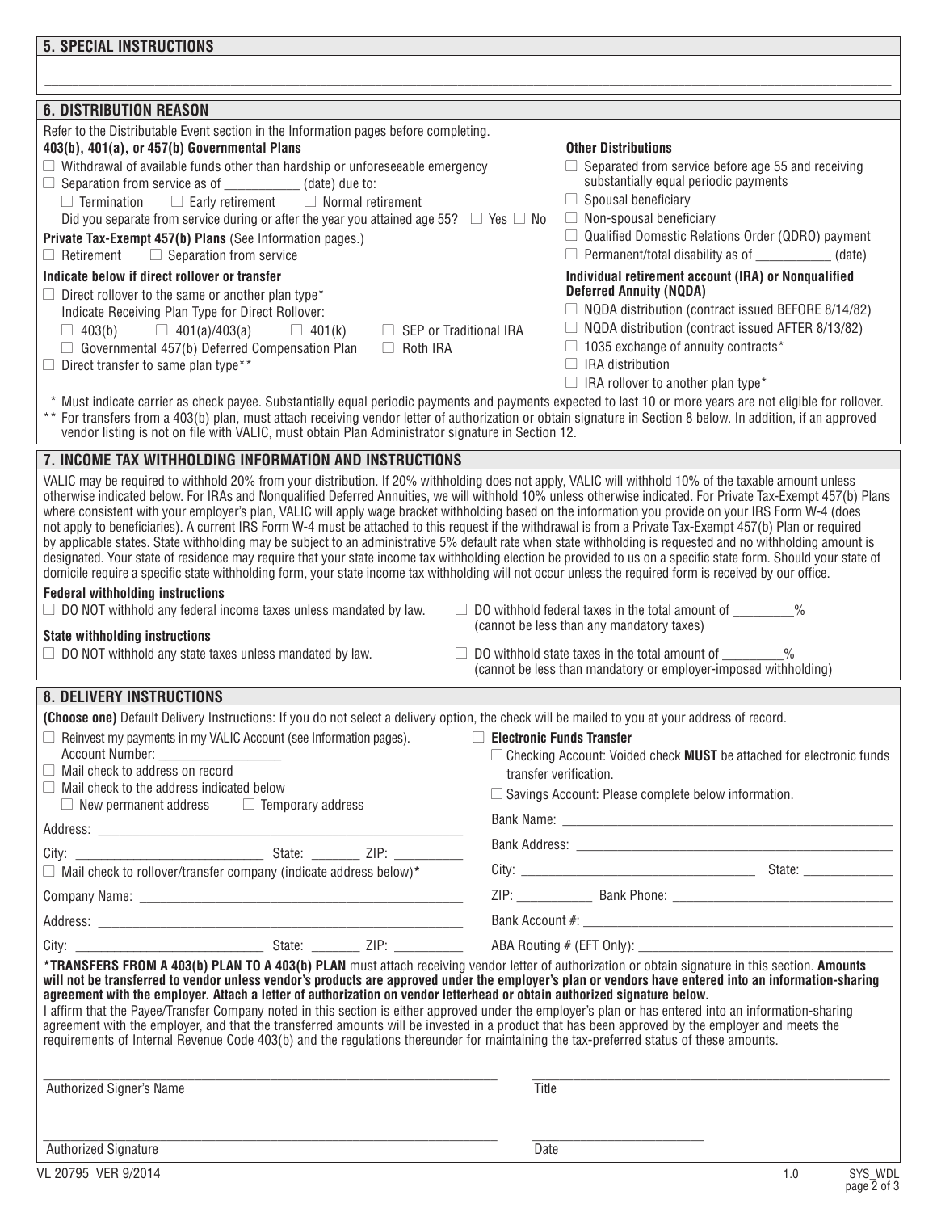## 5. SPECIAL INSTRUCTIONS

______________________________________________________________________________________________

## 6. DISTRIBUTION REASON

Refer to the Distributable Event section in the Information pages before completing.

**403(b), 401(a), or 457(b) Governmental Plans**

☐ Withdrawal of available funds other than hardship or unforeseeable emergency

☐ Separation from service as of ___________ (date) due to:

☐ Termination ☐ Early retirement ☐ Normal retirement

Did you separate from service during or after the year you attained age 55? ☐ Yes ☐ No

**Private Tax-Exempt 457(b) Plans** (See Information pages.)

☐ Retirement ☐ Separation from service

**Indicate below if direct rollover or transfer**

☐ Direct rollover to the same or another plan type*

Indicate Receiving Plan Type for Direct Rollover:

☐ 403(b) ☐ 401(a)/403(a) ☐ 401(k) ☐ SEP or Traditional IRA

☐ Governmental 457(b) Deferred Compensation Plan ☐ Roth IRA

☐ Direct transfer to same plan type**

**Other Distributions**

☐ Separated from service before age 55 and receiving substantially equal periodic payments

☐ Spousal beneficiary

☐ Non-spousal beneficiary

☐ Qualified Domestic Relations Order (QDRO) payment

☐ Permanent/total disability as of ___________ (date)

**Individual retirement account (IRA) or Nonqualified Deferred Annuity (NQDA)**

☐ NQDA distribution (contract issued BEFORE 8/14/82)

☐ NQDA distribution (contract issued AFTER 8/13/82)

☐ 1035 exchange of annuity contracts*

☐ IRA distribution

☐ IRA rollover to another plan type*

\* Must indicate carrier as check payee. Substantially equal periodic payments and payments expected to last 10 or more years are not eligible for rollover.

\*\* For transfers from a 403(b) plan, must attach receiving vendor letter of authorization or obtain signature in Section 8 below. In addition, if an approved vendor listing is not on file with VALIC, must obtain Plan Administrator signature in Section 12.

## 7. INCOME TAX WITHHOLDING INFORMATION AND INSTRUCTIONS

VALIC may be required to withhold 20% from your distribution. If 20% withholding does not apply, VALIC will withhold 10% of the taxable amount unless otherwise indicated below. For IRAs and Nonqualified Deferred Annuities, we will withhold 10% unless otherwise indicated. For Private Tax-Exempt 457(b) Plans where consistent with your employer's plan, VALIC will apply wage bracket withholding based on the information you provide on your IRS Form W-4 (does not apply to beneficiaries). A current IRS Form W-4 must be attached to this request if the withdrawal is from a Private Tax-Exempt 457(b) Plan or required by applicable states. State withholding may be subject to an administrative 5% default rate when state withholding is requested and no withholding amount is designated. Your state of residence may require that your state income tax withholding election be provided to us on a specific state form. Should your state of domicile require a specific state withholding form, your state income tax withholding will not occur unless the required form is received by our office.

**Federal withholding instructions**

☐ DO NOT withhold any federal income taxes unless mandated by law.

☐ DO withhold federal taxes in the total amount of _________% (cannot be less than any mandatory taxes)

**State withholding instructions**

☐ DO NOT withhold any state taxes unless mandated by law.

☐ DO withhold state taxes in the total amount of _________% (cannot be less than mandatory or employer-imposed withholding)

## 8. DELIVERY INSTRUCTIONS

**(Choose one)** Default Delivery Instructions: If you do not select a delivery option, the check will be mailed to you at your address of record.

☐ Reinvest my payments in my VALIC Account (see Information pages).

Account Number: ________________

☐ Mail check to address on record

☐ Mail check to the address indicated below

☐ New permanent address ☐ Temporary address

Address: ________________________________________________

City: ________________________ State: _______ ZIP: __________

☐ Mail check to rollover/transfer company (indicate address below)*

Company Name: ___________________________________________

Address: ________________________________________________

City: ________________________ State: _______ ZIP: __________

☐ **Electronic Funds Transfer**

☐ Checking Account: Voided check **MUST** be attached for electronic funds transfer verification.

☐ Savings Account: Please complete below information.

Bank Name: ______________________________________________

Bank Address: ____________________________________________

City: ______________________________ State: _____________

ZIP: ___________ Bank Phone: _____________________________

Bank Account #: __________________________________________

ABA Routing # (EFT Only): _________________________________

**\*TRANSFERS FROM A 403(b) PLAN TO A 403(b) PLAN** must attach receiving vendor letter of authorization or obtain signature in this section. **Amounts will not be transferred to vendor unless vendor's products are approved under the employer's plan or vendors have entered into an information-sharing agreement with the employer. Attach a letter of authorization on vendor letterhead or obtain authorized signature below.**

I affirm that the Payee/Transfer Company noted in this section is either approved under the employer's plan or has entered into an information-sharing agreement with the employer, and that the transferred amounts will be invested in a product that has been approved by the employer and meets the requirements of Internal Revenue Code 403(b) and the regulations thereunder for maintaining the tax-preferred status of these amounts.

______________________________________________ ______________________________

Authorized Signer's Name Title

______________________________________________ ______________________________

Authorized Signature Date

VL 20795 VER 9/2014 1.0 SYS_WDL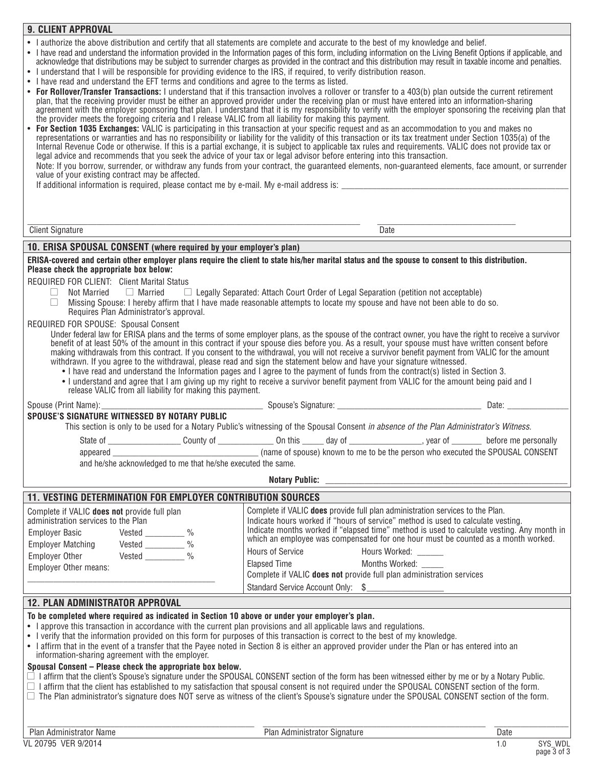## 9. CLIENT APPROVAL

- I authorize the above distribution and certify that all statements are complete and accurate to the best of my knowledge and belief.
- I have read and understand the information provided in the Information pages of this form, including information on the Living Benefit Options if applicable, and acknowledge that distributions may be subject to surrender charges as provided in the contract and this distribution may result in taxable income and penalties.
- I understand that I will be responsible for providing evidence to the IRS, if required, to verify distribution reason.
- I have read and understand the EFT terms and conditions and agree to the terms as listed.
- **For Rollover/Transfer Transactions:** I understand that if this transaction involves a rollover or transfer to a 403(b) plan outside the current retirement plan, that the receiving provider must be either an approved provider under the receiving plan or must have entered into an information-sharing agreement with the employer sponsoring that plan. I understand that it is my responsibility to verify with the employer sponsoring the receiving plan that the provider meets the foregoing criteria and I release VALIC from all liability for making this payment.
- **For Section 1035 Exchanges:** VALIC is participating in this transaction at your specific request and as an accommodation to you and makes no representations or warranties and has no responsibility or liability for the validity of this transaction or its tax treatment under Section 1035(a) of the Internal Revenue Code or otherwise. If this is a partial exchange, it is subject to applicable tax rules and requirements. VALIC does not provide tax or legal advice and recommends that you seek the advice of your tax or legal advisor before entering into this transaction.

  Note: If you borrow, surrender, or withdraw any funds from your contract, the guaranteed elements, non-guaranteed elements, face amount, or surrender value of your existing contract may be affected.

  If additional information is required, please contact me by e-mail. My e-mail address is: ______________________

______________________ ______________________
Client Signature Date

## 10. ERISA SPOUSAL CONSENT (where required by your employer's plan)

**ERISA-covered and certain other employer plans require the client to state his/her marital status and the spouse to consent to this distribution. Please check the appropriate box below:**

REQUIRED FOR CLIENT: Client Marital Status

☐ Not Married ☐ Married ☐ Legally Separated: Attach Court Order of Legal Separation (petition not acceptable)

☐ Missing Spouse: I hereby affirm that I have made reasonable attempts to locate my spouse and have not been able to do so. Requires Plan Administrator's approval.

REQUIRED FOR SPOUSE: Spousal Consent

Under federal law for ERISA plans and the terms of some employer plans, as the spouse of the contract owner, you have the right to receive a survivor benefit of at least 50% of the amount in this contract if your spouse dies before you. As a result, your spouse must have written consent before making withdrawals from this contract. If you consent to the withdrawal, you will not receive a survivor benefit payment from VALIC for the amount withdrawn. If you agree to the withdrawal, please read and sign the statement below and have your signature witnessed.

- I have read and understand the Information pages and I agree to the payment of funds from the contract(s) listed in Section 3.
- I understand and agree that I am giving up my right to receive a survivor benefit payment from VALIC for the amount being paid and I release VALIC from all liability for making this payment.

Spouse (Print Name):______________________ Spouse's Signature: ______________________ Date: ____________

**SPOUSE'S SIGNATURE WITNESSED BY NOTARY PUBLIC**

This section is only to be used for a Notary Public's witnessing of the Spousal Consent *in absence of the Plan Administrator's Witness*.

State of ______________ County of ____________ On this _____ day of ______________, year of _______ before me personally appeared ______________________ (name of spouse) known to me to be the person who executed the SPOUSAL CONSENT and he/she acknowledged to me that he/she executed the same.

**Notary Public:** ______________________

## 11. VESTING DETERMINATION FOR EMPLOYER CONTRIBUTION SOURCES

Complete if VALIC **does not** provide full plan administration services to the Plan

| | |
|---|---|
| Employer Basic | Vested _______ % |
| Employer Matching | Vested _______ % |
| Employer Other | Vested _______ % |

Employer Other means: ______________________

Complete if VALIC **does** provide full plan administration services to the Plan. Indicate hours worked if "hours of service" method is used to calculate vesting. Indicate months worked if "elapsed time" method is used to calculate vesting. Any month in which an employee was compensated for one hour must be counted as a month worked.

| | |
|---|---|
| Hours of Service | Hours Worked: ______ |
| Elapsed Time | Months Worked: _____ |

Complete if VALIC **does not** provide full plan administration services

Standard Service Account Only: $______________

## 12. PLAN ADMINISTRATOR APPROVAL

**To be completed where required as indicated in Section 10 above or under your employer's plan.**

- I approve this transaction in accordance with the current plan provisions and all applicable laws and regulations.
- I verify that the information provided on this form for purposes of this transaction is correct to the best of my knowledge.
- I affirm that in the event of a transfer that the Payee noted in Section 8 is either an approved provider under the Plan or has entered into an information-sharing agreement with the employer.

**Spousal Consent – Please check the appropriate box below.**

☐ I affirm that the client's Spouse's signature under the SPOUSAL CONSENT section of the form has been witnessed either by me or by a Notary Public.
☐ I affirm that the client has established to my satisfaction that spousal consent is not required under the SPOUSAL CONSENT section of the form.
☐ The Plan administrator's signature does NOT serve as witness of the client's Spouse's signature under the SPOUSAL CONSENT section of the form.

______________________ ______________________ ____________
Plan Administrator Name Plan Administrator Signature Date

VL 20795 VER 9/2014 1.0 SYS_WDL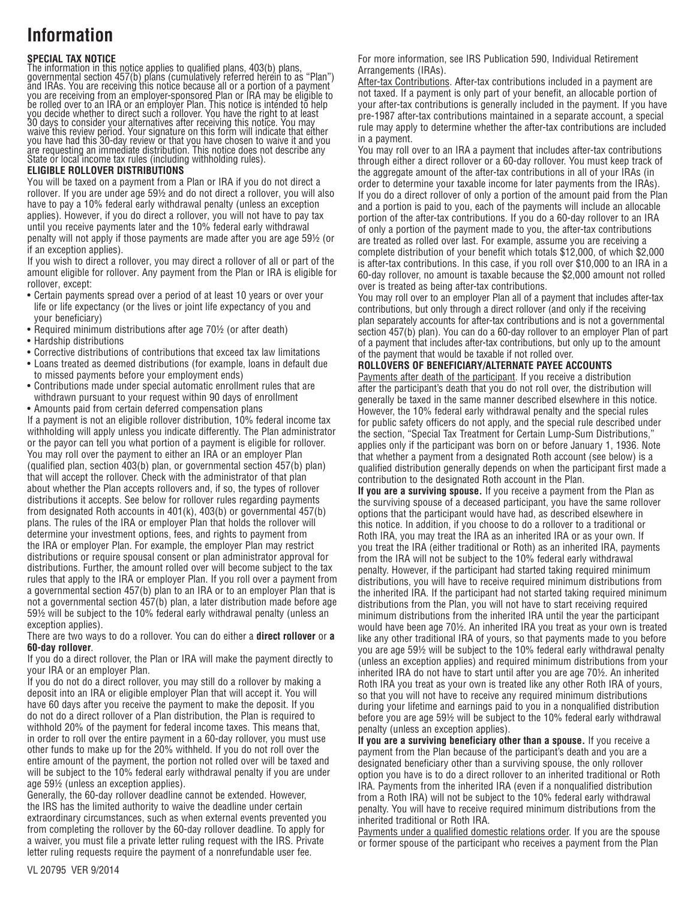# Information

**SPECIAL TAX NOTICE**

The information in this notice applies to qualified plans, 403(b) plans, governmental section 457(b) plans (cumulatively referred herein to as "Plan") and IRAs. You are receiving this notice because all or a portion of a payment you are receiving from an employer-sponsored Plan or IRA may be eligible to be rolled over to an IRA or an employer Plan. This notice is intended to help you decide whether to direct such a rollover. You have the right to at least 30 days to consider your alternatives after receiving this notice. You may waive this review period. Your signature on this form will indicate that either you have had this 30-day review or that you have chosen to waive it and you are requesting an immediate distribution. This notice does not describe any State or local income tax rules (including withholding rules).

**ELIGIBLE ROLLOVER DISTRIBUTIONS**

You will be taxed on a payment from a Plan or IRA if you do not direct a rollover. If you are under age 59½ and do not direct a rollover, you will also have to pay a 10% federal early withdrawal penalty (unless an exception applies). However, if you do direct a rollover, you will not have to pay tax until you receive payments later and the 10% federal early withdrawal penalty will not apply if those payments are made after you are age 59½ (or if an exception applies).

If you wish to direct a rollover, you may direct a rollover of all or part of the amount eligible for rollover. Any payment from the Plan or IRA is eligible for rollover, except:

- Certain payments spread over a period of at least 10 years or over your life or life expectancy (or the lives or joint life expectancy of you and your beneficiary)
- Required minimum distributions after age 70½ (or after death)
- Hardship distributions
- Corrective distributions of contributions that exceed tax law limitations
- Loans treated as deemed distributions (for example, loans in default due to missed payments before your employment ends)
- Contributions made under special automatic enrollment rules that are withdrawn pursuant to your request within 90 days of enrollment
- Amounts paid from certain deferred compensation plans

If a payment is not an eligible rollover distribution, 10% federal income tax withholding will apply unless you indicate differently. The Plan administrator or the payor can tell you what portion of a payment is eligible for rollover.

You may roll over the payment to either an IRA or an employer Plan (qualified plan, section 403(b) plan, or governmental section 457(b) plan) that will accept the rollover. Check with the administrator of that plan about whether the Plan accepts rollovers and, if so, the types of rollover distributions it accepts. See below for rollover rules regarding payments from designated Roth accounts in 401(k), 403(b) or governmental 457(b) plans. The rules of the IRA or employer Plan that holds the rollover will determine your investment options, fees, and rights to payment from the IRA or employer Plan. For example, the employer Plan may restrict distributions or require spousal consent or plan administrator approval for distributions. Further, the amount rolled over will become subject to the tax rules that apply to the IRA or employer Plan. If you roll over a payment from a governmental section 457(b) plan to an IRA or to an employer Plan that is not a governmental section 457(b) plan, a later distribution made before age 59½ will be subject to the 10% federal early withdrawal penalty (unless an exception applies).

There are two ways to do a rollover. You can do either a **direct rollover** or **a 60-day rollover**.

If you do a direct rollover, the Plan or IRA will make the payment directly to your IRA or an employer Plan.

If you do not do a direct rollover, you may still do a rollover by making a deposit into an IRA or eligible employer Plan that will accept it. You will have 60 days after you receive the payment to make the deposit. If you do not do a direct rollover of a Plan distribution, the Plan is required to withhold 20% of the payment for federal income taxes. This means that, in order to roll over the entire payment in a 60-day rollover, you must use other funds to make up for the 20% withheld. If you do not roll over the entire amount of the payment, the portion not rolled over will be taxed and will be subject to the 10% federal early withdrawal penalty if you are under age 59½ (unless an exception applies).

Generally, the 60-day rollover deadline cannot be extended. However, the IRS has the limited authority to waive the deadline under certain extraordinary circumstances, such as when external events prevented you from completing the rollover by the 60-day rollover deadline. To apply for a waiver, you must file a private letter ruling request with the IRS. Private letter ruling requests require the payment of a nonrefundable user fee.

For more information, see IRS Publication 590, Individual Retirement Arrangements (IRAs).

After-tax Contributions. After-tax contributions included in a payment are not taxed. If a payment is only part of your benefit, an allocable portion of your after-tax contributions is generally included in the payment. If you have pre-1987 after-tax contributions maintained in a separate account, a special rule may apply to determine whether the after-tax contributions are included in a payment.

You may roll over to an IRA a payment that includes after-tax contributions through either a direct rollover or a 60-day rollover. You must keep track of the aggregate amount of the after-tax contributions in all of your IRAs (in order to determine your taxable income for later payments from the IRAs). If you do a direct rollover of only a portion of the amount paid from the Plan and a portion is paid to you, each of the payments will include an allocable portion of the after-tax contributions. If you do a 60-day rollover to an IRA of only a portion of the payment made to you, the after-tax contributions are treated as rolled over last. For example, assume you are receiving a complete distribution of your benefit which totals $12,000, of which $2,000 is after-tax contributions. In this case, if you roll over $10,000 to an IRA in a 60-day rollover, no amount is taxable because the $2,000 amount not rolled over is treated as being after-tax contributions.

You may roll over to an employer Plan all of a payment that includes after-tax contributions, but only through a direct rollover (and only if the receiving plan separately accounts for after-tax contributions and is not a governmental section 457(b) plan). You can do a 60-day rollover to an employer Plan of part of a payment that includes after-tax contributions, but only up to the amount of the payment that would be taxable if not rolled over.

**ROLLOVERS OF BENEFICIARY/ALTERNATE PAYEE ACCOUNTS**

Payments after death of the participant. If you receive a distribution after the participant's death that you do not roll over, the distribution will generally be taxed in the same manner described elsewhere in this notice. However, the 10% federal early withdrawal penalty and the special rules for public safety officers do not apply, and the special rule described under the section, "Special Tax Treatment for Certain Lump-Sum Distributions," applies only if the participant was born on or before January 1, 1936. Note that whether a payment from a designated Roth account (see below) is a qualified distribution generally depends on when the participant first made a contribution to the designated Roth account in the Plan.

**If you are a surviving spouse.** If you receive a payment from the Plan as the surviving spouse of a deceased participant, you have the same rollover options that the participant would have had, as described elsewhere in this notice. In addition, if you choose to do a rollover to a traditional or Roth IRA, you may treat the IRA as an inherited IRA or as your own. If you treat the IRA (either traditional or Roth) as an inherited IRA, payments from the IRA will not be subject to the 10% federal early withdrawal penalty. However, if the participant had started taking required minimum distributions, you will have to receive required minimum distributions from the inherited IRA. If the participant had not started taking required minimum distributions from the Plan, you will not have to start receiving required minimum distributions from the inherited IRA until the year the participant would have been age 70½. An inherited IRA you treat as your own is treated like any other traditional IRA of yours, so that payments made to you before you are age 59½ will be subject to the 10% federal early withdrawal penalty (unless an exception applies) and required minimum distributions from your inherited IRA do not have to start until after you are age 70½. An inherited Roth IRA you treat as your own is treated like any other Roth IRA of yours, so that you will not have to receive any required minimum distributions during your lifetime and earnings paid to you in a nonqualified distribution before you are age 59½ will be subject to the 10% federal early withdrawal penalty (unless an exception applies).

**If you are a surviving beneficiary other than a spouse.** If you receive a payment from the Plan because of the participant's death and you are a designated beneficiary other than a surviving spouse, the only rollover option you have is to do a direct rollover to an inherited traditional or Roth IRA. Payments from the inherited IRA (even if a nonqualified distribution from a Roth IRA) will not be subject to the 10% federal early withdrawal penalty. You will have to receive required minimum distributions from the inherited traditional or Roth IRA.

Payments under a qualified domestic relations order. If you are the spouse or former spouse of the participant who receives a payment from the Plan

VL 20795 VER 9/2014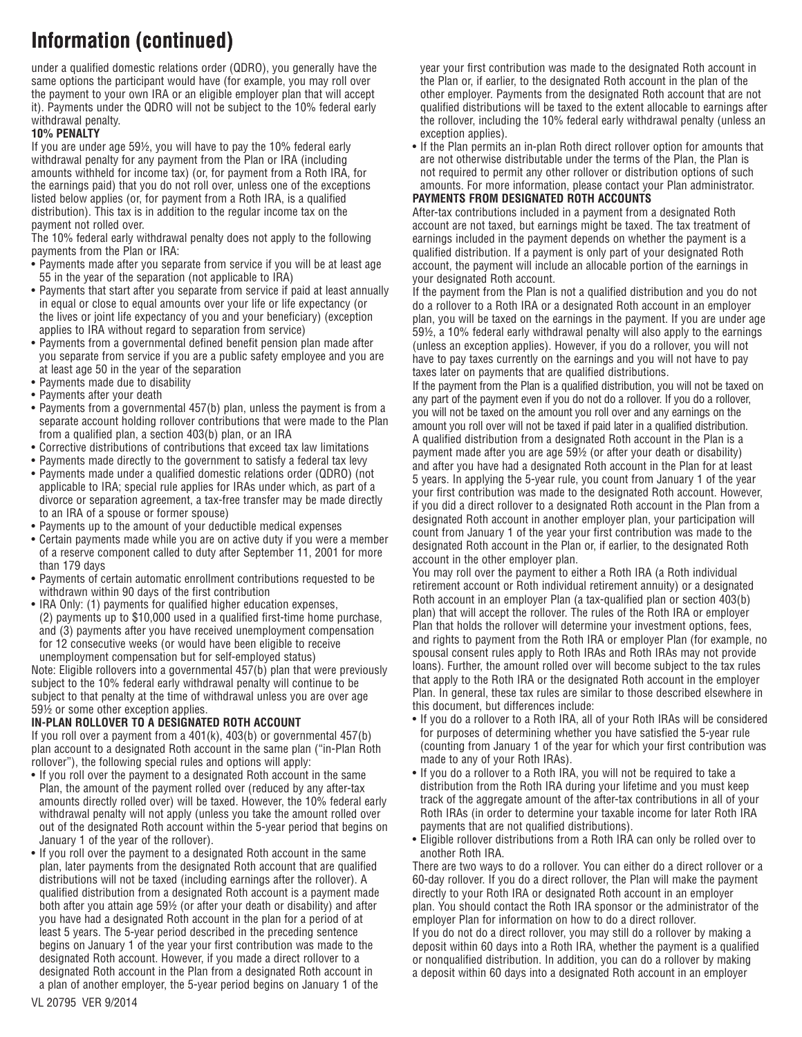# Information (continued)

under a qualified domestic relations order (QDRO), you generally have the same options the participant would have (for example, you may roll over the payment to your own IRA or an eligible employer plan that will accept it). Payments under the QDRO will not be subject to the 10% federal early withdrawal penalty.

**10% PENALTY**

If you are under age 59½, you will have to pay the 10% federal early withdrawal penalty for any payment from the Plan or IRA (including amounts withheld for income tax) (or, for payment from a Roth IRA, for the earnings paid) that you do not roll over, unless one of the exceptions listed below applies (or, for payment from a Roth IRA, is a qualified distribution). This tax is in addition to the regular income tax on the payment not rolled over.

The 10% federal early withdrawal penalty does not apply to the following payments from the Plan or IRA:

- Payments made after you separate from service if you will be at least age 55 in the year of the separation (not applicable to IRA)
- Payments that start after you separate from service if paid at least annually in equal or close to equal amounts over your life or life expectancy (or the lives or joint life expectancy of you and your beneficiary) (exception applies to IRA without regard to separation from service)
- Payments from a governmental defined benefit pension plan made after you separate from service if you are a public safety employee and you are at least age 50 in the year of the separation
- Payments made due to disability
- Payments after your death
- Payments from a governmental 457(b) plan, unless the payment is from a separate account holding rollover contributions that were made to the Plan from a qualified plan, a section 403(b) plan, or an IRA
- Corrective distributions of contributions that exceed tax law limitations
- Payments made directly to the government to satisfy a federal tax levy
- Payments made under a qualified domestic relations order (QDRO) (not applicable to IRA; special rule applies for IRAs under which, as part of a divorce or separation agreement, a tax-free transfer may be made directly to an IRA of a spouse or former spouse)
- Payments up to the amount of your deductible medical expenses
- Certain payments made while you are on active duty if you were a member of a reserve component called to duty after September 11, 2001 for more than 179 days
- Payments of certain automatic enrollment contributions requested to be withdrawn within 90 days of the first contribution
- IRA Only: (1) payments for qualified higher education expenses, (2) payments up to $10,000 used in a qualified first-time home purchase, and (3) payments after you have received unemployment compensation for 12 consecutive weeks (or would have been eligible to receive unemployment compensation but for self-employed status)

Note: Eligible rollovers into a governmental 457(b) plan that were previously subject to the 10% federal early withdrawal penalty will continue to be subject to that penalty at the time of withdrawal unless you are over age 59½ or some other exception applies.

**IN-PLAN ROLLOVER TO A DESIGNATED ROTH ACCOUNT**

If you roll over a payment from a 401(k), 403(b) or governmental 457(b) plan account to a designated Roth account in the same plan ("in-Plan Roth rollover"), the following special rules and options will apply:

- If you roll over the payment to a designated Roth account in the same Plan, the amount of the payment rolled over (reduced by any after-tax amounts directly rolled over) will be taxed. However, the 10% federal early withdrawal penalty will not apply (unless you take the amount rolled over out of the designated Roth account within the 5-year period that begins on January 1 of the year of the rollover).
- If you roll over the payment to a designated Roth account in the same plan, later payments from the designated Roth account that are qualified distributions will not be taxed (including earnings after the rollover). A qualified distribution from a designated Roth account is a payment made both after you attain age 59½ (or after your death or disability) and after you have had a designated Roth account in the plan for a period of at least 5 years. The 5-year period described in the preceding sentence begins on January 1 of the year your first contribution was made to the designated Roth account. However, if you made a direct rollover to a designated Roth account in the Plan from a designated Roth account in a plan of another employer, the 5-year period begins on January 1 of the year your first contribution was made to the designated Roth account in the Plan or, if earlier, to the designated Roth account in the plan of the other employer. Payments from the designated Roth account that are not qualified distributions will be taxed to the extent allocable to earnings after the rollover, including the 10% federal early withdrawal penalty (unless an exception applies).
- If the Plan permits an in-plan Roth direct rollover option for amounts that are not otherwise distributable under the terms of the Plan, the Plan is not required to permit any other rollover or distribution options of such amounts. For more information, please contact your Plan administrator.

**PAYMENTS FROM DESIGNATED ROTH ACCOUNTS**

After-tax contributions included in a payment from a designated Roth account are not taxed, but earnings might be taxed. The tax treatment of earnings included in the payment depends on whether the payment is a qualified distribution. If a payment is only part of your designated Roth account, the payment will include an allocable portion of the earnings in your designated Roth account.

If the payment from the Plan is not a qualified distribution and you do not do a rollover to a Roth IRA or a designated Roth account in an employer plan, you will be taxed on the earnings in the payment. If you are under age 59½, a 10% federal early withdrawal penalty will also apply to the earnings (unless an exception applies). However, if you do a rollover, you will not have to pay taxes currently on the earnings and you will not have to pay taxes later on payments that are qualified distributions.

If the payment from the Plan is a qualified distribution, you will not be taxed on any part of the payment even if you do not do a rollover. If you do a rollover, you will not be taxed on the amount you roll over and any earnings on the amount you roll over will not be taxed if paid later in a qualified distribution.

A qualified distribution from a designated Roth account in the Plan is a payment made after you are age 59½ (or after your death or disability) and after you have had a designated Roth account in the Plan for at least 5 years. In applying the 5-year rule, you count from January 1 of the year your first contribution was made to the designated Roth account. However, if you did a direct rollover to a designated Roth account in the Plan from a designated Roth account in another employer plan, your participation will count from January 1 of the year your first contribution was made to the designated Roth account in the Plan or, if earlier, to the designated Roth account in the other employer plan.

You may roll over the payment to either a Roth IRA (a Roth individual retirement account or Roth individual retirement annuity) or a designated Roth account in an employer Plan (a tax-qualified plan or section 403(b) plan) that will accept the rollover. The rules of the Roth IRA or employer Plan that holds the rollover will determine your investment options, fees, and rights to payment from the Roth IRA or employer Plan (for example, no spousal consent rules apply to Roth IRAs and Roth IRAs may not provide loans). Further, the amount rolled over will become subject to the tax rules that apply to the Roth IRA or the designated Roth account in the employer Plan. In general, these tax rules are similar to those described elsewhere in this document, but differences include:

- If you do a rollover to a Roth IRA, all of your Roth IRAs will be considered for purposes of determining whether you have satisfied the 5-year rule (counting from January 1 of the year for which your first contribution was made to any of your Roth IRAs).
- If you do a rollover to a Roth IRA, you will not be required to take a distribution from the Roth IRA during your lifetime and you must keep track of the aggregate amount of the after-tax contributions in all of your Roth IRAs (in order to determine your taxable income for later Roth IRA payments that are not qualified distributions).
- Eligible rollover distributions from a Roth IRA can only be rolled over to another Roth IRA.

There are two ways to do a rollover. You can either do a direct rollover or a 60-day rollover. If you do a direct rollover, the Plan will make the payment directly to your Roth IRA or designated Roth account in an employer plan. You should contact the Roth IRA sponsor or the administrator of the employer Plan for information on how to do a direct rollover.

If you do not do a direct rollover, you may still do a rollover by making a deposit within 60 days into a Roth IRA, whether the payment is a qualified or nonqualified distribution. In addition, you can do a rollover by making a deposit within 60 days into a designated Roth account in an employer

VL 20795 VER 9/2014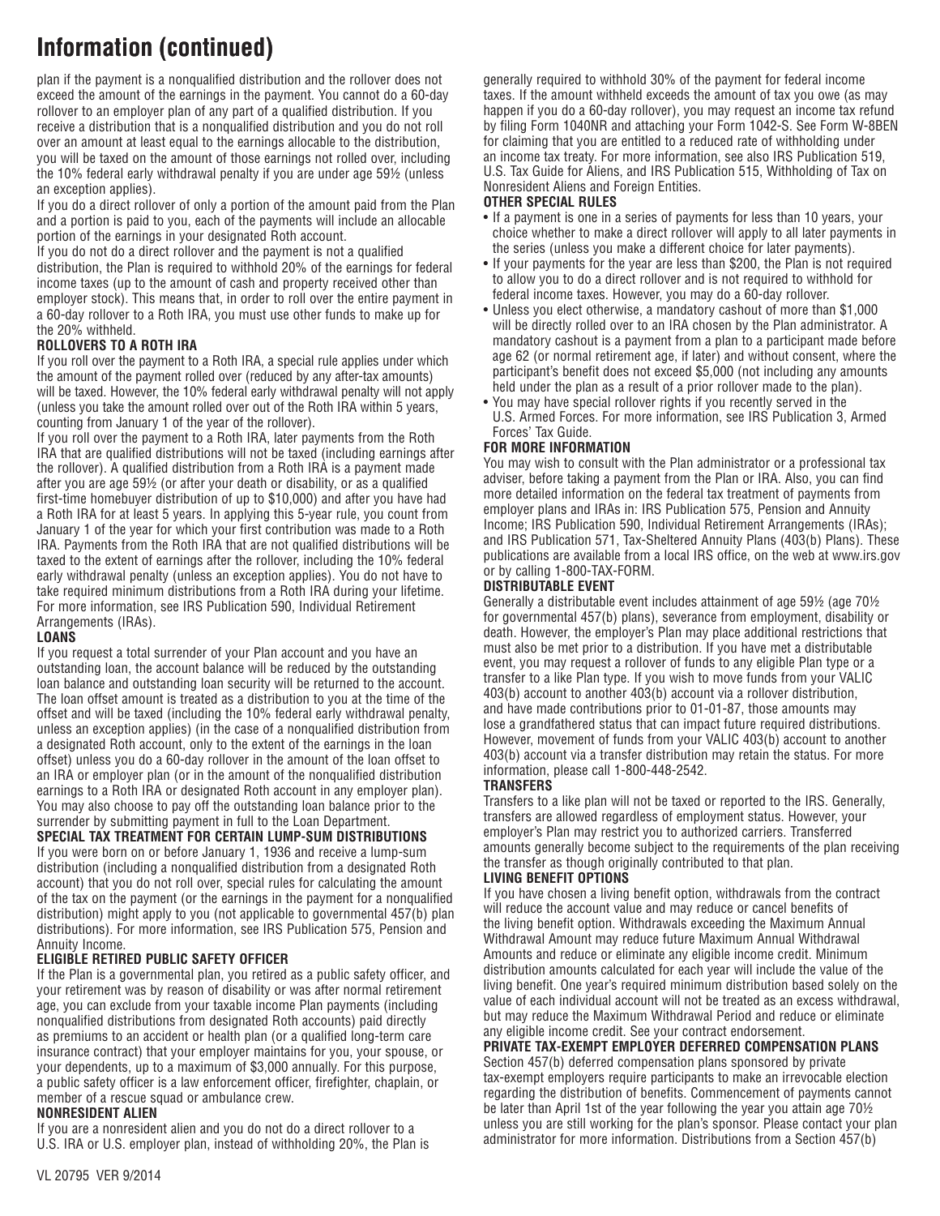# Information (continued)

plan if the payment is a nonqualified distribution and the rollover does not exceed the amount of the earnings in the payment. You cannot do a 60-day rollover to an employer plan of any part of a qualified distribution. If you receive a distribution that is a nonqualified distribution and you do not roll over an amount at least equal to the earnings allocable to the distribution, you will be taxed on the amount of those earnings not rolled over, including the 10% federal early withdrawal penalty if you are under age 59½ (unless an exception applies).

If you do a direct rollover of only a portion of the amount paid from the Plan and a portion is paid to you, each of the payments will include an allocable portion of the earnings in your designated Roth account.

If you do not do a direct rollover and the payment is not a qualified distribution, the Plan is required to withhold 20% of the earnings for federal income taxes (up to the amount of cash and property received other than employer stock). This means that, in order to roll over the entire payment in a 60-day rollover to a Roth IRA, you must use other funds to make up for the 20% withheld.

**ROLLOVERS TO A ROTH IRA**

If you roll over the payment to a Roth IRA, a special rule applies under which the amount of the payment rolled over (reduced by any after-tax amounts) will be taxed. However, the 10% federal early withdrawal penalty will not apply (unless you take the amount rolled over out of the Roth IRA within 5 years, counting from January 1 of the year of the rollover).

If you roll over the payment to a Roth IRA, later payments from the Roth IRA that are qualified distributions will not be taxed (including earnings after the rollover). A qualified distribution from a Roth IRA is a payment made after you are age 59½ (or after your death or disability, or as a qualified first-time homebuyer distribution of up to $10,000) and after you have had a Roth IRA for at least 5 years. In applying this 5-year rule, you count from January 1 of the year for which your first contribution was made to a Roth IRA. Payments from the Roth IRA that are not qualified distributions will be taxed to the extent of earnings after the rollover, including the 10% federal early withdrawal penalty (unless an exception applies). You do not have to take required minimum distributions from a Roth IRA during your lifetime. For more information, see IRS Publication 590, Individual Retirement Arrangements (IRAs).

**LOANS**

If you request a total surrender of your Plan account and you have an outstanding loan, the account balance will be reduced by the outstanding loan balance and outstanding loan security will be returned to the account. The loan offset amount is treated as a distribution to you at the time of the offset and will be taxed (including the 10% federal early withdrawal penalty, unless an exception applies) (in the case of a nonqualified distribution from a designated Roth account, only to the extent of the earnings in the loan offset) unless you do a 60-day rollover in the amount of the loan offset to an IRA or employer plan (or in the amount of the nonqualified distribution earnings to a Roth IRA or designated Roth account in any employer plan). You may also choose to pay off the outstanding loan balance prior to the surrender by submitting payment in full to the Loan Department.

**SPECIAL TAX TREATMENT FOR CERTAIN LUMP-SUM DISTRIBUTIONS**

If you were born on or before January 1, 1936 and receive a lump-sum distribution (including a nonqualified distribution from a designated Roth account) that you do not roll over, special rules for calculating the amount of the tax on the payment (or the earnings in the payment for a nonqualified distribution) might apply to you (not applicable to governmental 457(b) plan distributions). For more information, see IRS Publication 575, Pension and Annuity Income.

**ELIGIBLE RETIRED PUBLIC SAFETY OFFICER**

If the Plan is a governmental plan, you retired as a public safety officer, and your retirement was by reason of disability or was after normal retirement age, you can exclude from your taxable income Plan payments (including nonqualified distributions from designated Roth accounts) paid directly as premiums to an accident or health plan (or a qualified long-term care insurance contract) that your employer maintains for you, your spouse, or your dependents, up to a maximum of $3,000 annually. For this purpose, a public safety officer is a law enforcement officer, firefighter, chaplain, or member of a rescue squad or ambulance crew.

**NONRESIDENT ALIEN**

If you are a nonresident alien and you do not do a direct rollover to a U.S. IRA or U.S. employer plan, instead of withholding 20%, the Plan is generally required to withhold 30% of the payment for federal income taxes. If the amount withheld exceeds the amount of tax you owe (as may happen if you do a 60-day rollover), you may request an income tax refund by filing Form 1040NR and attaching your Form 1042-S. See Form W-8BEN for claiming that you are entitled to a reduced rate of withholding under an income tax treaty. For more information, see also IRS Publication 519, U.S. Tax Guide for Aliens, and IRS Publication 515, Withholding of Tax on Nonresident Aliens and Foreign Entities.

**OTHER SPECIAL RULES**

- If a payment is one in a series of payments for less than 10 years, your choice whether to make a direct rollover will apply to all later payments in the series (unless you make a different choice for later payments).
- If your payments for the year are less than $200, the Plan is not required to allow you to do a direct rollover and is not required to withhold for federal income taxes. However, you may do a 60-day rollover.
- Unless you elect otherwise, a mandatory cashout of more than $1,000 will be directly rolled over to an IRA chosen by the Plan administrator. A mandatory cashout is a payment from a plan to a participant made before age 62 (or normal retirement age, if later) and without consent, where the participant's benefit does not exceed $5,000 (not including any amounts held under the plan as a result of a prior rollover made to the plan).
- You may have special rollover rights if you recently served in the U.S. Armed Forces. For more information, see IRS Publication 3, Armed Forces' Tax Guide.

**FOR MORE INFORMATION**

You may wish to consult with the Plan administrator or a professional tax adviser, before taking a payment from the Plan or IRA. Also, you can find more detailed information on the federal tax treatment of payments from employer plans and IRAs in: IRS Publication 575, Pension and Annuity Income; IRS Publication 590, Individual Retirement Arrangements (IRAs); and IRS Publication 571, Tax-Sheltered Annuity Plans (403(b) Plans). These publications are available from a local IRS office, on the web at www.irs.gov or by calling 1-800-TAX-FORM.

**DISTRIBUTABLE EVENT**

Generally a distributable event includes attainment of age 59½ (age 70½ for governmental 457(b) plans), severance from employment, disability or death. However, the employer's Plan may place additional restrictions that must also be met prior to a distribution. If you have met a distributable event, you may request a rollover of funds to any eligible Plan type or a transfer to a like Plan type. If you wish to move funds from your VALIC 403(b) account to another 403(b) account via a rollover distribution, and have made contributions prior to 01-01-87, those amounts may lose a grandfathered status that can impact future required distributions. However, movement of funds from your VALIC 403(b) account to another 403(b) account via a transfer distribution may retain the status. For more information, please call 1-800-448-2542.

**TRANSFERS**

Transfers to a like plan will not be taxed or reported to the IRS. Generally, transfers are allowed regardless of employment status. However, your employer's Plan may restrict you to authorized carriers. Transferred amounts generally become subject to the requirements of the plan receiving the transfer as though originally contributed to that plan.

**LIVING BENEFIT OPTIONS**

If you have chosen a living benefit option, withdrawals from the contract will reduce the account value and may reduce or cancel benefits of the living benefit option. Withdrawals exceeding the Maximum Annual Withdrawal Amount may reduce future Maximum Annual Withdrawal Amounts and reduce or eliminate any eligible income credit. Minimum distribution amounts calculated for each year will include the value of the living benefit. One year's required minimum distribution based solely on the value of each individual account will not be treated as an excess withdrawal, but may reduce the Maximum Withdrawal Period and reduce or eliminate any eligible income credit. See your contract endorsement.

**PRIVATE TAX-EXEMPT EMPLOYER DEFERRED COMPENSATION PLANS**

Section 457(b) deferred compensation plans sponsored by private tax-exempt employers require participants to make an irrevocable election regarding the distribution of benefits. Commencement of payments cannot be later than April 1st of the year following the year you attain age 70½ unless you are still working for the plan's sponsor. Please contact your plan administrator for more information. Distributions from a Section 457(b)

VL 20795 VER 9/2014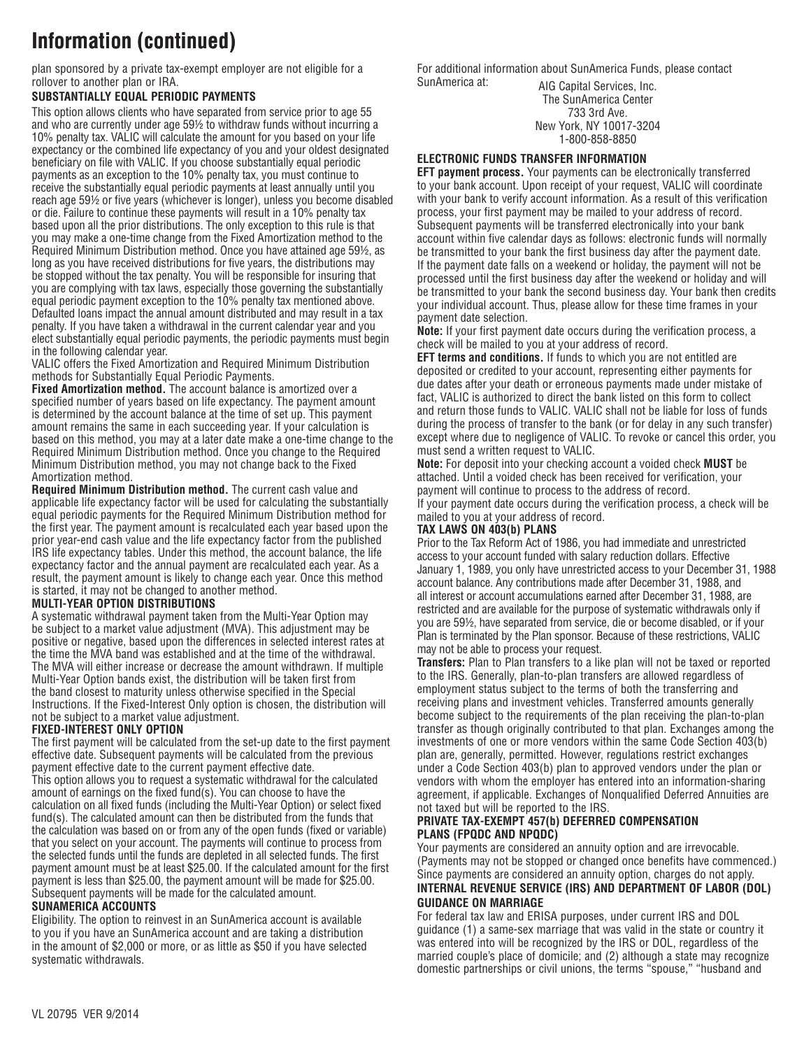# Information (continued)

plan sponsored by a private tax-exempt employer are not eligible for a rollover to another plan or IRA.

**SUBSTANTIALLY EQUAL PERIODIC PAYMENTS**

This option allows clients who have separated from service prior to age 55 and who are currently under age 59½ to withdraw funds without incurring a 10% penalty tax. VALIC will calculate the amount for you based on your life expectancy or the combined life expectancy of you and your oldest designated beneficiary on file with VALIC. If you choose substantially equal periodic payments as an exception to the 10% penalty tax, you must continue to receive the substantially equal periodic payments at least annually until you reach age 59½ or five years (whichever is longer), unless you become disabled or die. Failure to continue these payments will result in a 10% penalty tax based upon all the prior distributions. The only exception to this rule is that you may make a one-time change from the Fixed Amortization method to the Required Minimum Distribution method. Once you have attained age 59½, as long as you have received distributions for five years, the distributions may be stopped without the tax penalty. You will be responsible for insuring that you are complying with tax laws, especially those governing the substantially equal periodic payment exception to the 10% penalty tax mentioned above. Defaulted loans impact the annual amount distributed and may result in a tax penalty. If you have taken a withdrawal in the current calendar year and you elect substantially equal periodic payments, the periodic payments must begin in the following calendar year.

VALIC offers the Fixed Amortization and Required Minimum Distribution methods for Substantially Equal Periodic Payments.

**Fixed Amortization method.** The account balance is amortized over a specified number of years based on life expectancy. The payment amount is determined by the account balance at the time of set up. This payment amount remains the same in each succeeding year. If your calculation is based on this method, you may at a later date make a one-time change to the Required Minimum Distribution method. Once you change to the Required Minimum Distribution method, you may not change back to the Fixed Amortization method.

**Required Minimum Distribution method.** The current cash value and applicable life expectancy factor will be used for calculating the substantially equal periodic payments for the Required Minimum Distribution method for the first year. The payment amount is recalculated each year based upon the prior year-end cash value and the life expectancy factor from the published IRS life expectancy tables. Under this method, the account balance, the life expectancy factor and the annual payment are recalculated each year. As a result, the payment amount is likely to change each year. Once this method is started, it may not be changed to another method.

**MULTI-YEAR OPTION DISTRIBUTIONS**

A systematic withdrawal payment taken from the Multi-Year Option may be subject to a market value adjustment (MVA). This adjustment may be positive or negative, based upon the differences in selected interest rates at the time the MVA band was established and at the time of the withdrawal. The MVA will either increase or decrease the amount withdrawn. If multiple Multi-Year Option bands exist, the distribution will be taken first from the band closest to maturity unless otherwise specified in the Special Instructions. If the Fixed-Interest Only option is chosen, the distribution will not be subject to a market value adjustment.

**FIXED-INTEREST ONLY OPTION**

The first payment will be calculated from the set-up date to the first payment effective date. Subsequent payments will be calculated from the previous payment effective date to the current payment effective date.

This option allows you to request a systematic withdrawal for the calculated amount of earnings on the fixed fund(s). You can choose to have the calculation on all fixed funds (including the Multi-Year Option) or select fixed fund(s). The calculated amount can then be distributed from the funds that the calculation was based on or from any of the open funds (fixed or variable) that you select on your account. The payments will continue to process from the selected funds until the funds are depleted in all selected funds. The first payment amount must be at least $25.00. If the calculated amount for the first payment is less than $25.00, the payment amount will be made for $25.00. Subsequent payments will be made for the calculated amount.

**SUNAMERICA ACCOUNTS**

Eligibility. The option to reinvest in an SunAmerica account is available to you if you have an SunAmerica account and are taking a distribution in the amount of $2,000 or more, or as little as $50 if you have selected systematic withdrawals.

For additional information about SunAmerica Funds, please contact SunAmerica at:

AIG Capital Services, Inc.
The SunAmerica Center
733 3rd Ave.
New York, NY 10017-3204
1-800-858-8850

**ELECTRONIC FUNDS TRANSFER INFORMATION**

**EFT payment process.** Your payments can be electronically transferred to your bank account. Upon receipt of your request, VALIC will coordinate with your bank to verify account information. As a result of this verification process, your first payment may be mailed to your address of record. Subsequent payments will be transferred electronically into your bank account within five calendar days as follows: electronic funds will normally be transmitted to your bank the first business day after the payment date. If the payment date falls on a weekend or holiday, the payment will not be processed until the first business day after the weekend or holiday and will be transmitted to your bank the second business day. Your bank then credits your individual account. Thus, please allow for these time frames in your payment date selection.

**Note:** If your first payment date occurs during the verification process, a check will be mailed to you at your address of record.

**EFT terms and conditions.** If funds to which you are not entitled are deposited or credited to your account, representing either payments for due dates after your death or erroneous payments made under mistake of fact, VALIC is authorized to direct the bank listed on this form to collect and return those funds to VALIC. VALIC shall not be liable for loss of funds during the process of transfer to the bank (or for delay in any such transfer) except where due to negligence of VALIC. To revoke or cancel this order, you must send a written request to VALIC.

**Note:** For deposit into your checking account a voided check **MUST** be attached. Until a voided check has been received for verification, your payment will continue to process to the address of record.

If your payment date occurs during the verification process, a check will be mailed to you at your address of record.

**TAX LAWS ON 403(b) PLANS**

Prior to the Tax Reform Act of 1986, you had immediate and unrestricted access to your account funded with salary reduction dollars. Effective January 1, 1989, you only have unrestricted access to your December 31, 1988 account balance. Any contributions made after December 31, 1988, and all interest or account accumulations earned after December 31, 1988, are restricted and are available for the purpose of systematic withdrawals only if you are 59½, have separated from service, die or become disabled, or if your Plan is terminated by the Plan sponsor. Because of these restrictions, VALIC may not be able to process your request.

**Transfers:** Plan to Plan transfers to a like plan will not be taxed or reported to the IRS. Generally, plan-to-plan transfers are allowed regardless of employment status subject to the terms of both the transferring and receiving plans and investment vehicles. Transferred amounts generally become subject to the requirements of the plan receiving the plan-to-plan transfer as though originally contributed to that plan. Exchanges among the investments of one or more vendors within the same Code Section 403(b) plan are, generally, permitted. However, regulations restrict exchanges under a Code Section 403(b) plan to approved vendors under the plan or vendors with whom the employer has entered into an information-sharing agreement, if applicable. Exchanges of Nonqualified Deferred Annuities are not taxed but will be reported to the IRS.

**PRIVATE TAX-EXEMPT 457(b) DEFERRED COMPENSATION PLANS (FPQDC AND NPQDC)**

Your payments are considered an annuity option and are irrevocable. (Payments may not be stopped or changed once benefits have commenced.) Since payments are considered an annuity option, charges do not apply.

**INTERNAL REVENUE SERVICE (IRS) AND DEPARTMENT OF LABOR (DOL) GUIDANCE ON MARRIAGE**

For federal tax law and ERISA purposes, under current IRS and DOL guidance (1) a same-sex marriage that was valid in the state or country it was entered into will be recognized by the IRS or DOL, regardless of the married couple's place of domicile; and (2) although a state may recognize domestic partnerships or civil unions, the terms "spouse," "husband and

VL 20795 VER 9/2014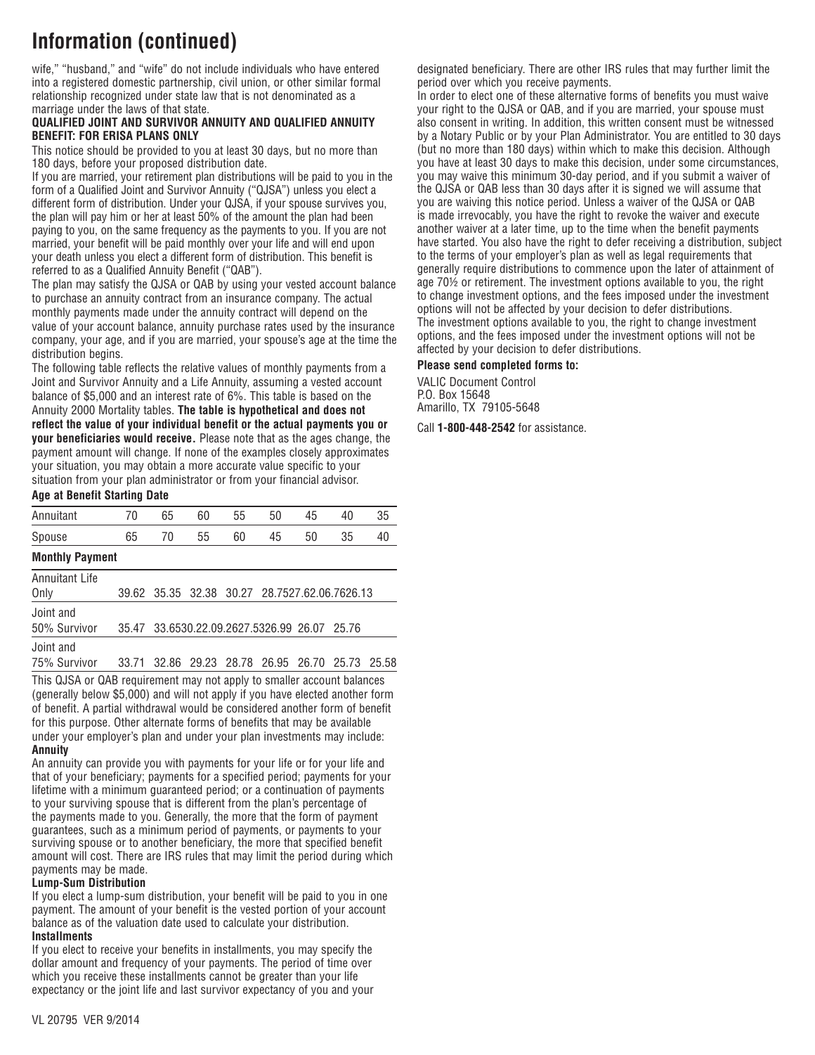# Information (continued)

wife," "husband," and "wife" do not include individuals who have entered into a registered domestic partnership, civil union, or other similar formal relationship recognized under state law that is not denominated as a marriage under the laws of that state.

**QUALIFIED JOINT AND SURVIVOR ANNUITY AND QUALIFIED ANNUITY BENEFIT: FOR ERISA PLANS ONLY**

This notice should be provided to you at least 30 days, but no more than 180 days, before your proposed distribution date.

If you are married, your retirement plan distributions will be paid to you in the form of a Qualified Joint and Survivor Annuity ("QJSA") unless you elect a different form of distribution. Under your QJSA, if your spouse survives you, the plan will pay him or her at least 50% of the amount the plan had been paying to you, on the same frequency as the payments to you. If you are not married, your benefit will be paid monthly over your life and will end upon your death unless you elect a different form of distribution. This benefit is referred to as a Qualified Annuity Benefit ("QAB").

The plan may satisfy the QJSA or QAB by using your vested account balance to purchase an annuity contract from an insurance company. The actual monthly payments made under the annuity contract will depend on the value of your account balance, annuity purchase rates used by the insurance company, your age, and if you are married, your spouse's age at the time the distribution begins.

The following table reflects the relative values of monthly payments from a Joint and Survivor Annuity and a Life Annuity, assuming a vested account balance of $5,000 and an interest rate of 6%. This table is based on the Annuity 2000 Mortality tables. **The table is hypothetical and does not reflect the value of your individual benefit or the actual payments you or your beneficiaries would receive.** Please note that as the ages change, the payment amount will change. If none of the examples closely approximates your situation, you may obtain a more accurate value specific to your situation from your plan administrator or from your financial advisor.

**Age at Benefit Starting Date**

| | | | | | | | | |
|---|---|---|---|---|---|---|---|---|
| Annuitant | 70 | 65 | 60 | 55 | 50 | 45 | 40 | 35 |
| Spouse | 65 | 70 | 55 | 60 | 45 | 50 | 35 | 40 |
| **Monthly Payment** | | | | | | | | |
| Annuitant Life Only | 39.62 | 35.35 | 32.38 | 30.27 | 28.75 | 27.62 | 26.76 | 26.13 |
| Joint and 50% Survivor | 35.47 | 33.65 | 30.22 | 29.26 | 27.53 | 26.99 | 26.07 | 25.76 |
| Joint and 75% Survivor | 33.71 | 32.86 | 29.23 | 28.78 | 26.95 | 26.70 | 25.73 | 25.58 |

This QJSA or QAB requirement may not apply to smaller account balances (generally below $5,000) and will not apply if you have elected another form of benefit. A partial withdrawal would be considered another form of benefit for this purpose. Other alternate forms of benefits that may be available under your employer's plan and under your plan investments may include:

**Annuity**

An annuity can provide you with payments for your life or for your life and that of your beneficiary; payments for a specified period; payments for your lifetime with a minimum guaranteed period; or a continuation of payments to your surviving spouse that is different from the plan's percentage of the payments made to you. Generally, the more that the form of payment guarantees, such as a minimum period of payments, or payments to your surviving spouse or to another beneficiary, the more that specified benefit amount will cost. There are IRS rules that may limit the period during which payments may be made.

**Lump-Sum Distribution**

If you elect a lump-sum distribution, your benefit will be paid to you in one payment. The amount of your benefit is the vested portion of your account balance as of the valuation date used to calculate your distribution.

**Installments**

If you elect to receive your benefits in installments, you may specify the dollar amount and frequency of your payments. The period of time over which you receive these installments cannot be greater than your life expectancy or the joint life and last survivor expectancy of you and your designated beneficiary. There are other IRS rules that may further limit the period over which you receive payments.

In order to elect one of these alternative forms of benefits you must waive your right to the QJSA or QAB, and if you are married, your spouse must also consent in writing. In addition, this written consent must be witnessed by a Notary Public or by your Plan Administrator. You are entitled to 30 days (but no more than 180 days) within which to make this decision. Although you have at least 30 days to make this decision, under some circumstances, you may waive this minimum 30-day period, and if you submit a waiver of the QJSA or QAB less than 30 days after it is signed we will assume that you are waiving this notice period. Unless a waiver of the QJSA or QAB is made irrevocably, you have the right to revoke the waiver and execute another waiver at a later time, up to the time when the benefit payments have started. You also have the right to defer receiving a distribution, subject to the terms of your employer's plan as well as legal requirements that generally require distributions to commence upon the later of attainment of age 70½ or retirement. The investment options available to you, the right to change investment options, and the fees imposed under the investment options will not be affected by your decision to defer distributions.

The investment options available to you, the right to change investment options, and the fees imposed under the investment options will not be affected by your decision to defer distributions.

**Please send completed forms to:**

VALIC Document Control
P.O. Box 15648
Amarillo, TX 79105-5648

Call **1-800-448-2542** for assistance.

VL 20795 VER 9/2014